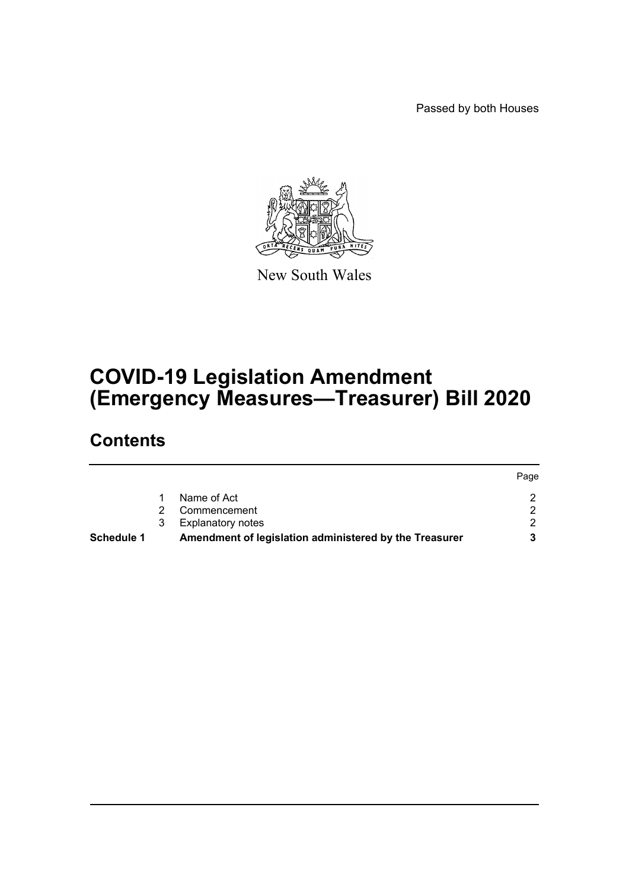Passed by both Houses

New South Wales

# COVID-19 Legislation Amendment (Emergency Measures—Treasurer) Bill 2020

## Contents

| | | | Page |
|---|---|---|---|
| | 1 | Name of Act | 2 |
| | 2 | Commencement | 2 |
| | 3 | Explanatory notes | 2 |
| **Schedule 1** | | **Amendment of legislation administered by the Treasurer** | **3** |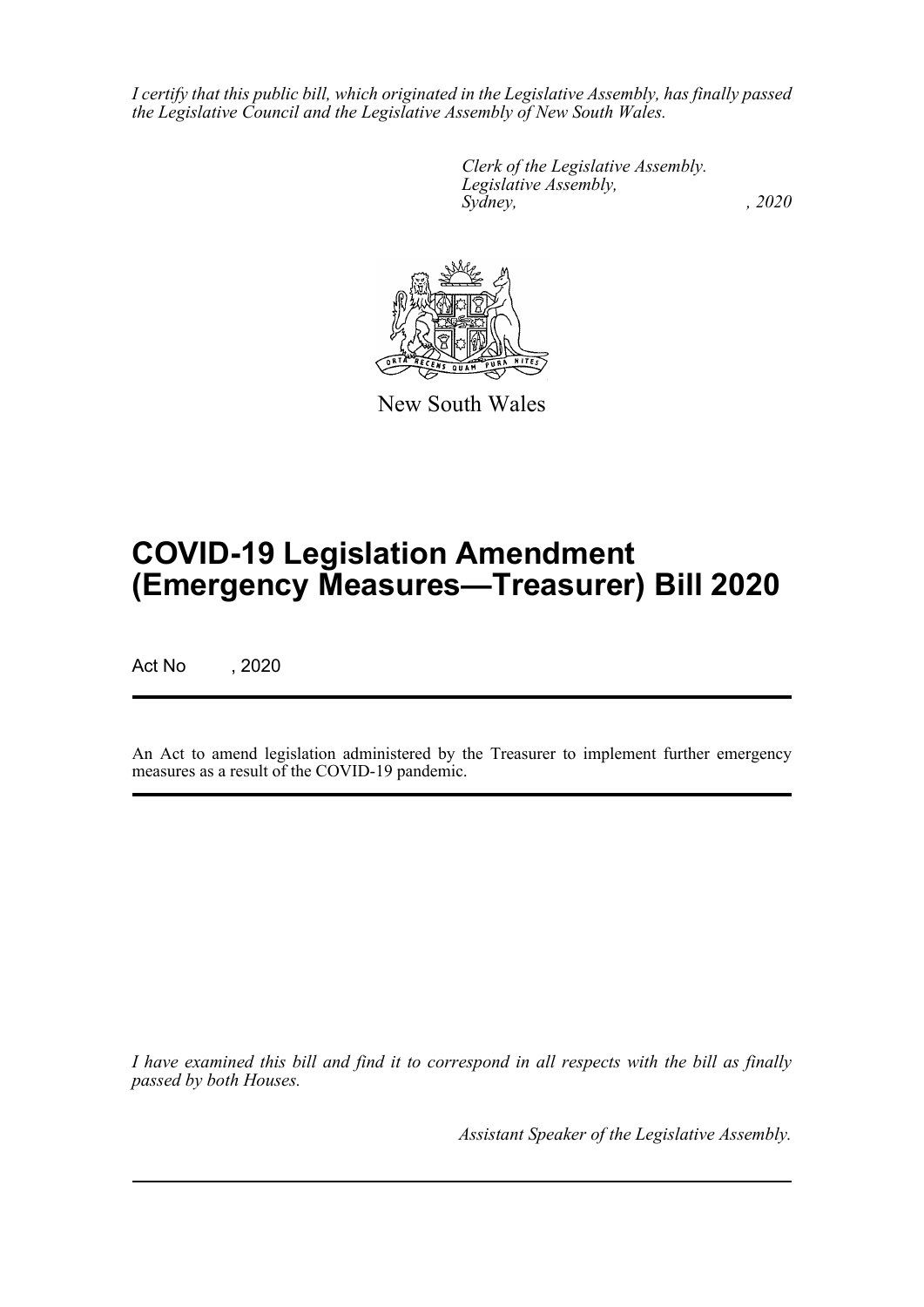*I certify that this public bill, which originated in the Legislative Assembly, has finally passed the Legislative Council and the Legislative Assembly of New South Wales.*

*Clerk of the Legislative Assembly.*
*Legislative Assembly,*
*Sydney, , 2020*

New South Wales

# COVID-19 Legislation Amendment (Emergency Measures—Treasurer) Bill 2020

Act No , 2020

An Act to amend legislation administered by the Treasurer to implement further emergency measures as a result of the COVID-19 pandemic.

*I have examined this bill and find it to correspond in all respects with the bill as finally passed by both Houses.*

*Assistant Speaker of the Legislative Assembly.*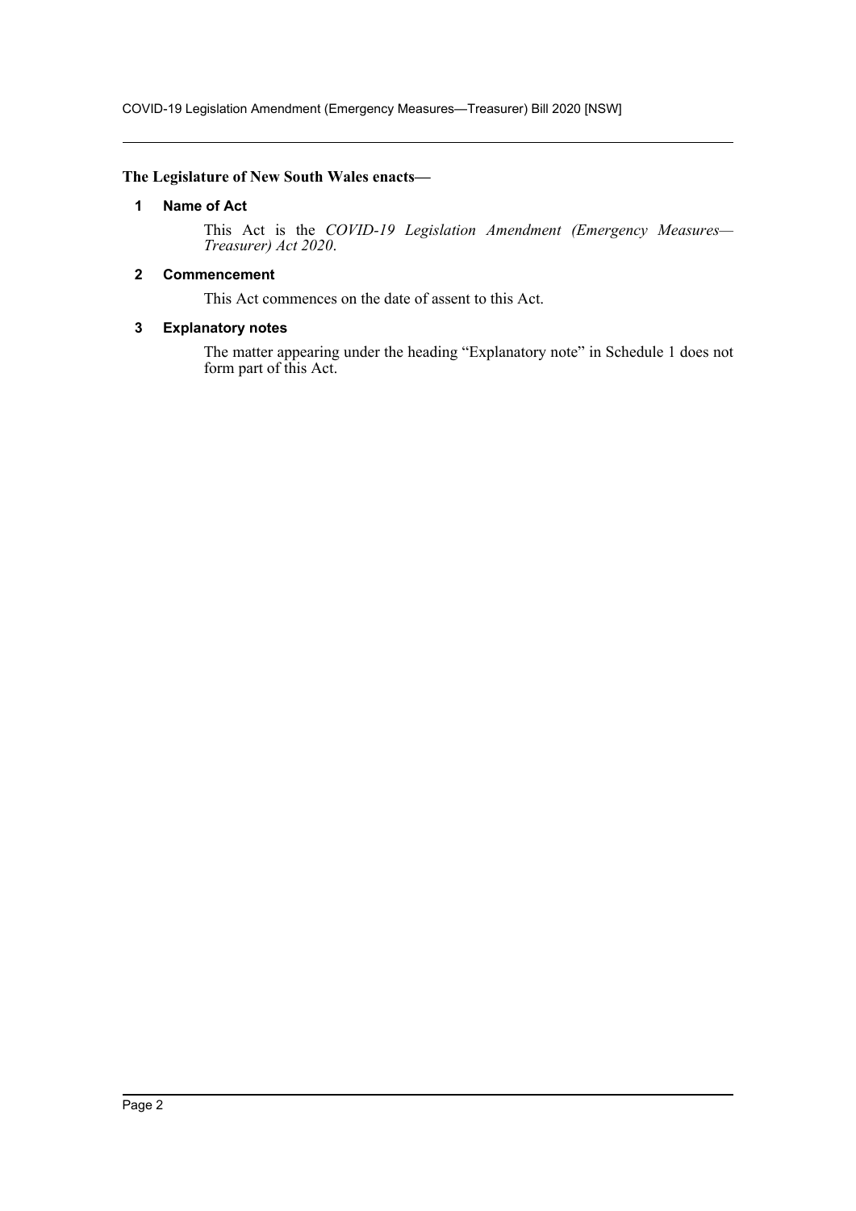**The Legislature of New South Wales enacts—**

### 1 Name of Act

This Act is the *COVID-19 Legislation Amendment (Emergency Measures—Treasurer) Act 2020*.

### 2 Commencement

This Act commences on the date of assent to this Act.

### 3 Explanatory notes

The matter appearing under the heading "Explanatory note" in Schedule 1 does not form part of this Act.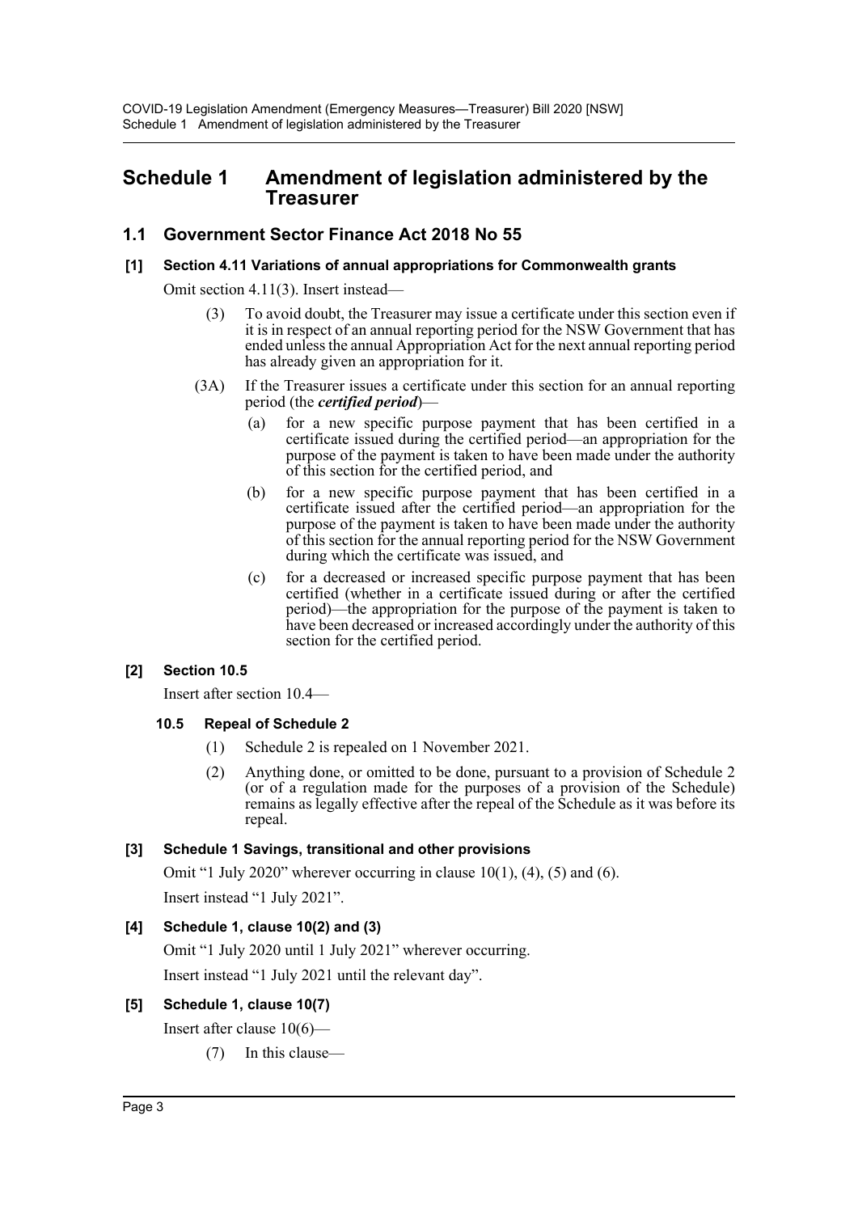# Schedule 1 Amendment of legislation administered by the Treasurer

## 1.1 Government Sector Finance Act 2018 No 55

### [1] Section 4.11 Variations of annual appropriations for Commonwealth grants

Omit section 4.11(3). Insert instead—

(3) To avoid doubt, the Treasurer may issue a certificate under this section even if it is in respect of an annual reporting period for the NSW Government that has ended unless the annual Appropriation Act for the next annual reporting period has already given an appropriation for it.

(3A) If the Treasurer issues a certificate under this section for an annual reporting period (the ***certified period***)—

(a) for a new specific purpose payment that has been certified in a certificate issued during the certified period—an appropriation for the purpose of the payment is taken to have been made under the authority of this section for the certified period, and

(b) for a new specific purpose payment that has been certified in a certificate issued after the certified period—an appropriation for the purpose of the payment is taken to have been made under the authority of this section for the annual reporting period for the NSW Government during which the certificate was issued, and

(c) for a decreased or increased specific purpose payment that has been certified (whether in a certificate issued during or after the certified period)—the appropriation for the purpose of the payment is taken to have been decreased or increased accordingly under the authority of this section for the certified period.

### [2] Section 10.5

Insert after section 10.4—

#### 10.5 Repeal of Schedule 2

(1) Schedule 2 is repealed on 1 November 2021.

(2) Anything done, or omitted to be done, pursuant to a provision of Schedule 2 (or of a regulation made for the purposes of a provision of the Schedule) remains as legally effective after the repeal of the Schedule as it was before its repeal.

### [3] Schedule 1 Savings, transitional and other provisions

Omit "1 July 2020" wherever occurring in clause 10(1), (4), (5) and (6).

Insert instead "1 July 2021".

### [4] Schedule 1, clause 10(2) and (3)

Omit "1 July 2020 until 1 July 2021" wherever occurring.

Insert instead "1 July 2021 until the relevant day".

### [5] Schedule 1, clause 10(7)

Insert after clause 10(6)—

(7) In this clause—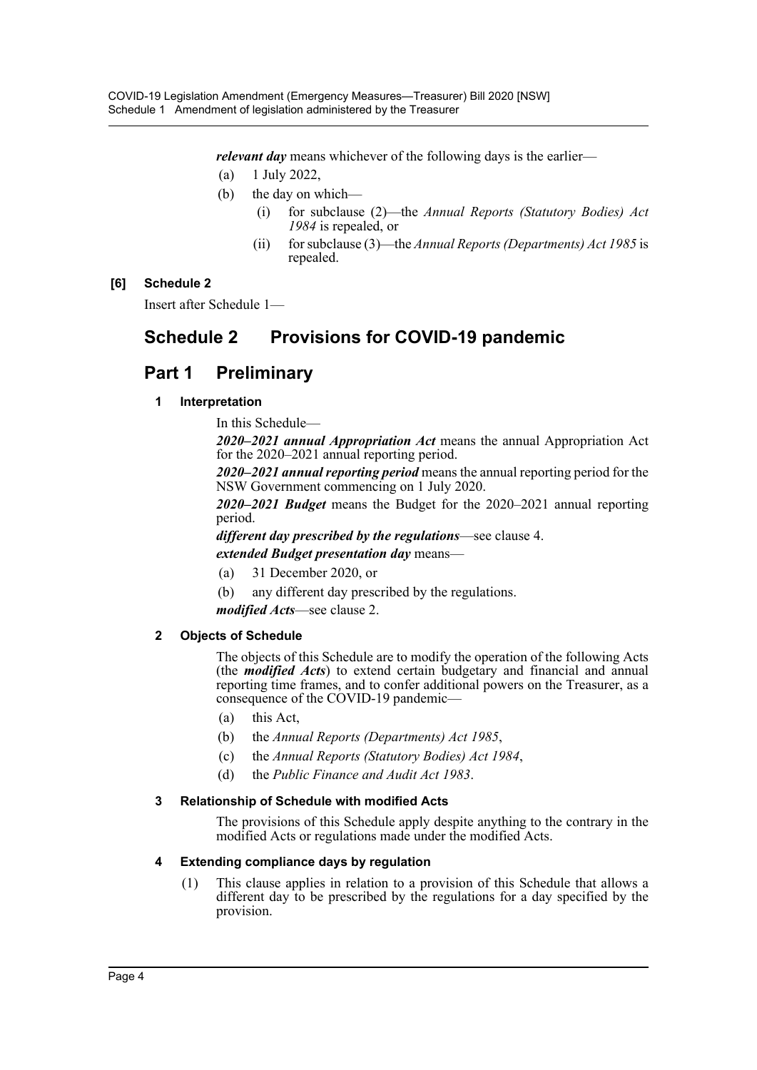***relevant day*** means whichever of the following days is the earlier—

(a) 1 July 2022,

(b) the day on which—

  (i) for subclause (2)—the *Annual Reports (Statutory Bodies) Act 1984* is repealed, or

  (ii) for subclause (3)—the *Annual Reports (Departments) Act 1985* is repealed.

**[6] Schedule 2**

Insert after Schedule 1—

# Schedule 2 Provisions for COVID-19 pandemic

## Part 1 Preliminary

### 1 Interpretation

In this Schedule—

***2020–2021 annual Appropriation Act*** means the annual Appropriation Act for the 2020–2021 annual reporting period.

***2020–2021 annual reporting period*** means the annual reporting period for the NSW Government commencing on 1 July 2020.

***2020–2021 Budget*** means the Budget for the 2020–2021 annual reporting period.

***different day prescribed by the regulations***—see clause 4.

***extended Budget presentation day*** means—

(a) 31 December 2020, or

(b) any different day prescribed by the regulations.

***modified Acts***—see clause 2.

### 2 Objects of Schedule

The objects of this Schedule are to modify the operation of the following Acts (the ***modified Acts***) to extend certain budgetary and financial and annual reporting time frames, and to confer additional powers on the Treasurer, as a consequence of the COVID-19 pandemic—

(a) this Act,

(b) the *Annual Reports (Departments) Act 1985*,

(c) the *Annual Reports (Statutory Bodies) Act 1984*,

(d) the *Public Finance and Audit Act 1983*.

### 3 Relationship of Schedule with modified Acts

The provisions of this Schedule apply despite anything to the contrary in the modified Acts or regulations made under the modified Acts.

### 4 Extending compliance days by regulation

(1) This clause applies in relation to a provision of this Schedule that allows a different day to be prescribed by the regulations for a day specified by the provision.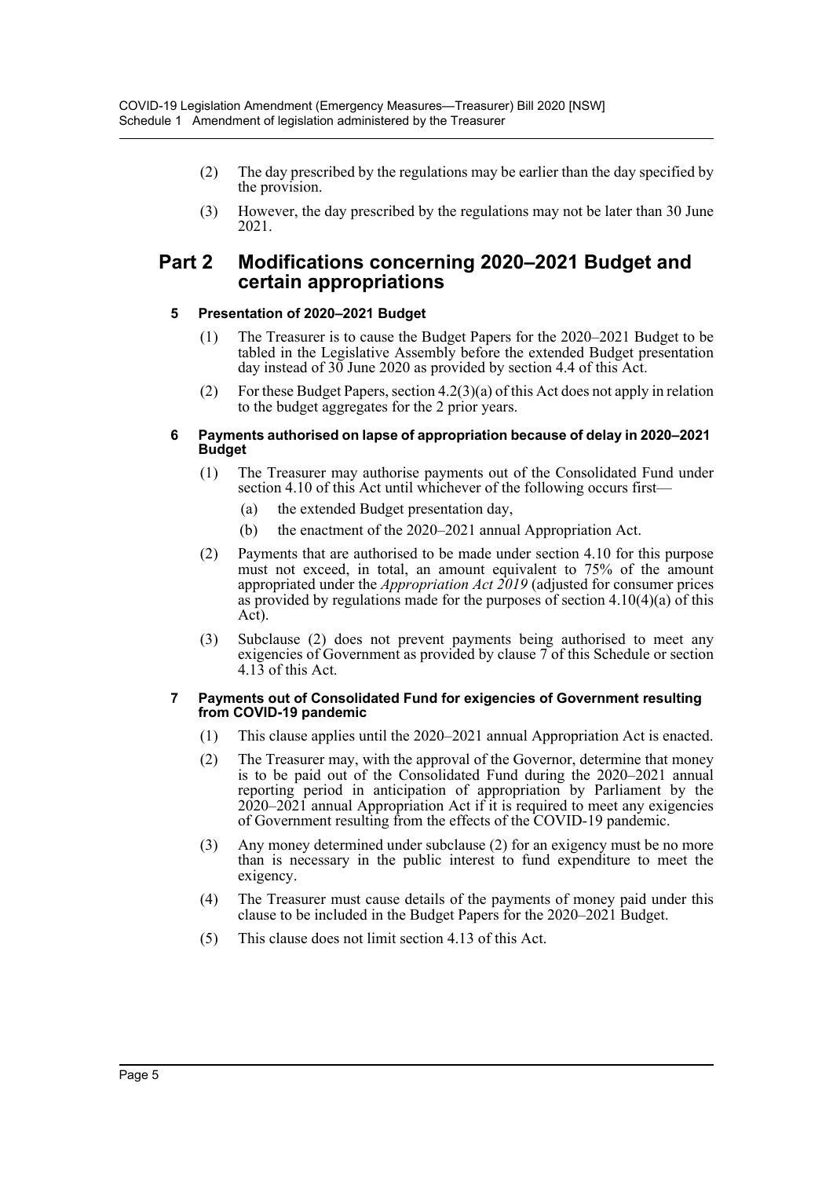(2) The day prescribed by the regulations may be earlier than the day specified by the provision.

(3) However, the day prescribed by the regulations may not be later than 30 June 2021.

## Part 2 Modifications concerning 2020–2021 Budget and certain appropriations

### 5 Presentation of 2020–2021 Budget

(1) The Treasurer is to cause the Budget Papers for the 2020–2021 Budget to be tabled in the Legislative Assembly before the extended Budget presentation day instead of 30 June 2020 as provided by section 4.4 of this Act.

(2) For these Budget Papers, section 4.2(3)(a) of this Act does not apply in relation to the budget aggregates for the 2 prior years.

### 6 Payments authorised on lapse of appropriation because of delay in 2020–2021 Budget

(1) The Treasurer may authorise payments out of the Consolidated Fund under section 4.10 of this Act until whichever of the following occurs first—

(a) the extended Budget presentation day,

(b) the enactment of the 2020–2021 annual Appropriation Act.

(2) Payments that are authorised to be made under section 4.10 for this purpose must not exceed, in total, an amount equivalent to 75% of the amount appropriated under the *Appropriation Act 2019* (adjusted for consumer prices as provided by regulations made for the purposes of section 4.10(4)(a) of this Act).

(3) Subclause (2) does not prevent payments being authorised to meet any exigencies of Government as provided by clause 7 of this Schedule or section 4.13 of this Act.

### 7 Payments out of Consolidated Fund for exigencies of Government resulting from COVID-19 pandemic

(1) This clause applies until the 2020–2021 annual Appropriation Act is enacted.

(2) The Treasurer may, with the approval of the Governor, determine that money is to be paid out of the Consolidated Fund during the 2020–2021 annual reporting period in anticipation of appropriation by Parliament by the 2020–2021 annual Appropriation Act if it is required to meet any exigencies of Government resulting from the effects of the COVID-19 pandemic.

(3) Any money determined under subclause (2) for an exigency must be no more than is necessary in the public interest to fund expenditure to meet the exigency.

(4) The Treasurer must cause details of the payments of money paid under this clause to be included in the Budget Papers for the 2020–2021 Budget.

(5) This clause does not limit section 4.13 of this Act.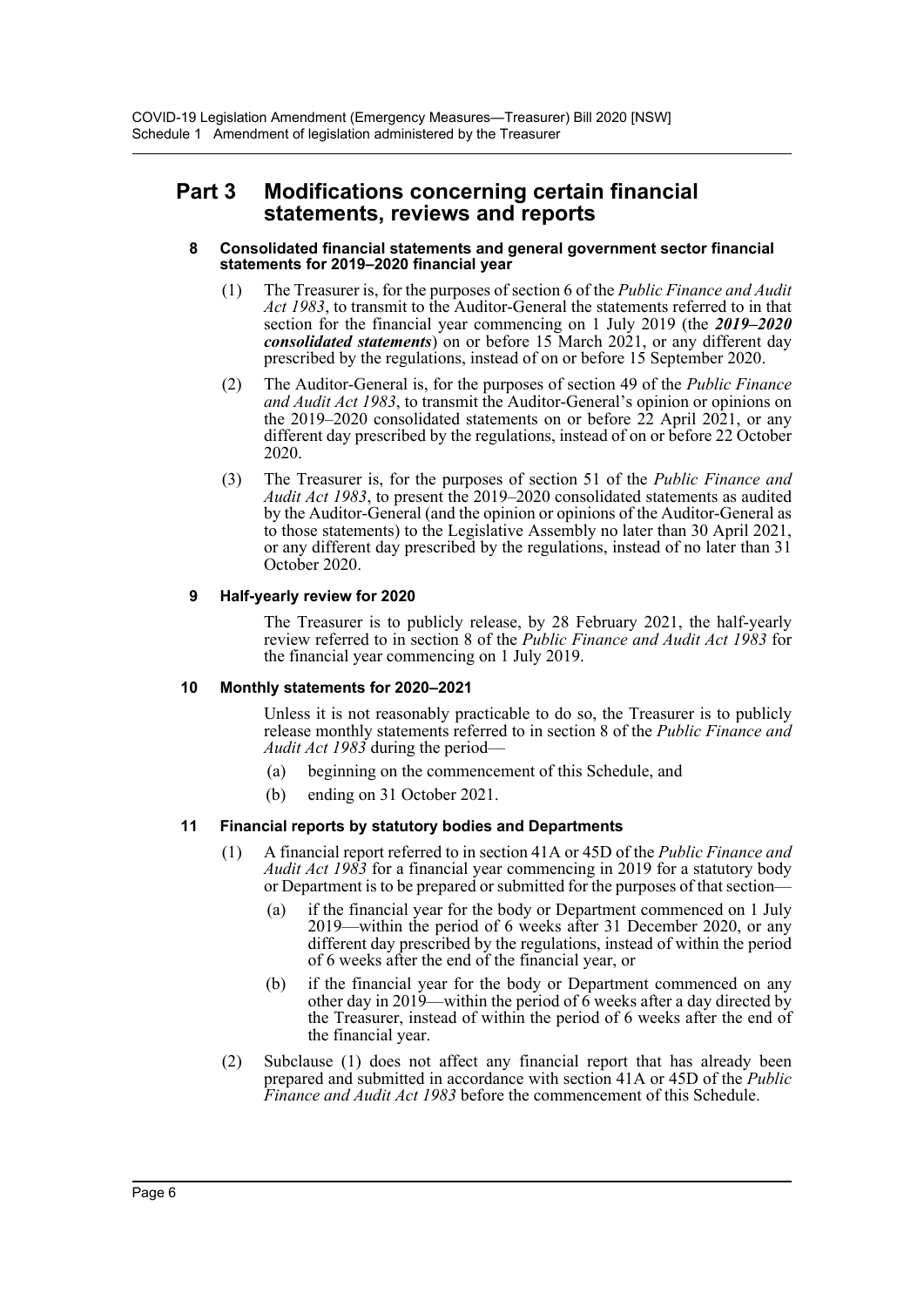## Part 3 Modifications concerning certain financial statements, reviews and reports

### 8 Consolidated financial statements and general government sector financial statements for 2019–2020 financial year

(1) The Treasurer is, for the purposes of section 6 of the *Public Finance and Audit Act 1983*, to transmit to the Auditor-General the statements referred to in that section for the financial year commencing on 1 July 2019 (the ***2019–2020 consolidated statements***) on or before 15 March 2021, or any different day prescribed by the regulations, instead of on or before 15 September 2020.

(2) The Auditor-General is, for the purposes of section 49 of the *Public Finance and Audit Act 1983*, to transmit the Auditor-General's opinion or opinions on the 2019–2020 consolidated statements on or before 22 April 2021, or any different day prescribed by the regulations, instead of on or before 22 October 2020.

(3) The Treasurer is, for the purposes of section 51 of the *Public Finance and Audit Act 1983*, to present the 2019–2020 consolidated statements as audited by the Auditor-General (and the opinion or opinions of the Auditor-General as to those statements) to the Legislative Assembly no later than 30 April 2021, or any different day prescribed by the regulations, instead of no later than 31 October 2020.

### 9 Half-yearly review for 2020

The Treasurer is to publicly release, by 28 February 2021, the half-yearly review referred to in section 8 of the *Public Finance and Audit Act 1983* for the financial year commencing on 1 July 2019.

### 10 Monthly statements for 2020–2021

Unless it is not reasonably practicable to do so, the Treasurer is to publicly release monthly statements referred to in section 8 of the *Public Finance and Audit Act 1983* during the period—

(a) beginning on the commencement of this Schedule, and

(b) ending on 31 October 2021.

### 11 Financial reports by statutory bodies and Departments

(1) A financial report referred to in section 41A or 45D of the *Public Finance and Audit Act 1983* for a financial year commencing in 2019 for a statutory body or Department is to be prepared or submitted for the purposes of that section—

(a) if the financial year for the body or Department commenced on 1 July 2019—within the period of 6 weeks after 31 December 2020, or any different day prescribed by the regulations, instead of within the period of 6 weeks after the end of the financial year, or

(b) if the financial year for the body or Department commenced on any other day in 2019—within the period of 6 weeks after a day directed by the Treasurer, instead of within the period of 6 weeks after the end of the financial year.

(2) Subclause (1) does not affect any financial report that has already been prepared and submitted in accordance with section 41A or 45D of the *Public Finance and Audit Act 1983* before the commencement of this Schedule.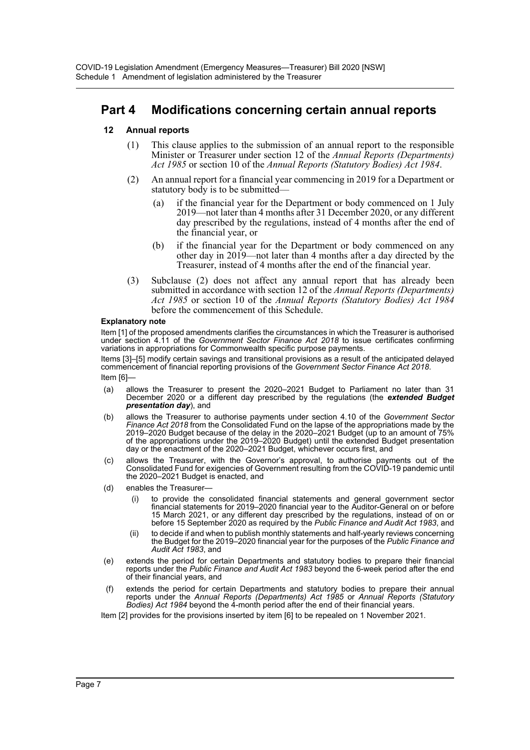## Part 4 Modifications concerning certain annual reports

### 12 Annual reports

(1) This clause applies to the submission of an annual report to the responsible Minister or Treasurer under section 12 of the *Annual Reports (Departments) Act 1985* or section 10 of the *Annual Reports (Statutory Bodies) Act 1984*.

(2) An annual report for a financial year commencing in 2019 for a Department or statutory body is to be submitted—

- (a) if the financial year for the Department or body commenced on 1 July 2019—not later than 4 months after 31 December 2020, or any different day prescribed by the regulations, instead of 4 months after the end of the financial year, or
- (b) if the financial year for the Department or body commenced on any other day in 2019—not later than 4 months after a day directed by the Treasurer, instead of 4 months after the end of the financial year.

(3) Subclause (2) does not affect any annual report that has already been submitted in accordance with section 12 of the *Annual Reports (Departments) Act 1985* or section 10 of the *Annual Reports (Statutory Bodies) Act 1984* before the commencement of this Schedule.

**Explanatory note**

Item [1] of the proposed amendments clarifies the circumstances in which the Treasurer is authorised under section 4.11 of the *Government Sector Finance Act 2018* to issue certificates confirming variations in appropriations for Commonwealth specific purpose payments.

Items [3]–[5] modify certain savings and transitional provisions as a result of the anticipated delayed commencement of financial reporting provisions of the *Government Sector Finance Act 2018*.

Item [6]—

- (a) allows the Treasurer to present the 2020–2021 Budget to Parliament no later than 31 December 2020 or a different day prescribed by the regulations (the ***extended Budget presentation day***), and
- (b) allows the Treasurer to authorise payments under section 4.10 of the *Government Sector Finance Act 2018* from the Consolidated Fund on the lapse of the appropriations made by the 2019–2020 Budget because of the delay in the 2020–2021 Budget (up to an amount of 75% of the appropriations under the 2019–2020 Budget) until the extended Budget presentation day or the enactment of the 2020–2021 Budget, whichever occurs first, and
- (c) allows the Treasurer, with the Governor's approval, to authorise payments out of the Consolidated Fund for exigencies of Government resulting from the COVID-19 pandemic until the 2020–2021 Budget is enacted, and
- (d) enables the Treasurer—
  - (i) to provide the consolidated financial statements and general government sector financial statements for 2019–2020 financial year to the Auditor-General on or before 15 March 2021, or any different day prescribed by the regulations, instead of on or before 15 September 2020 as required by the *Public Finance and Audit Act 1983*, and
  - (ii) to decide if and when to publish monthly statements and half-yearly reviews concerning the Budget for the 2019–2020 financial year for the purposes of the *Public Finance and Audit Act 1983*, and
- (e) extends the period for certain Departments and statutory bodies to prepare their financial reports under the *Public Finance and Audit Act 1983* beyond the 6-week period after the end of their financial years, and
- (f) extends the period for certain Departments and statutory bodies to prepare their annual reports under the *Annual Reports (Departments) Act 1985* or *Annual Reports (Statutory Bodies) Act 1984* beyond the 4-month period after the end of their financial years.

Item [2] provides for the provisions inserted by item [6] to be repealed on 1 November 2021.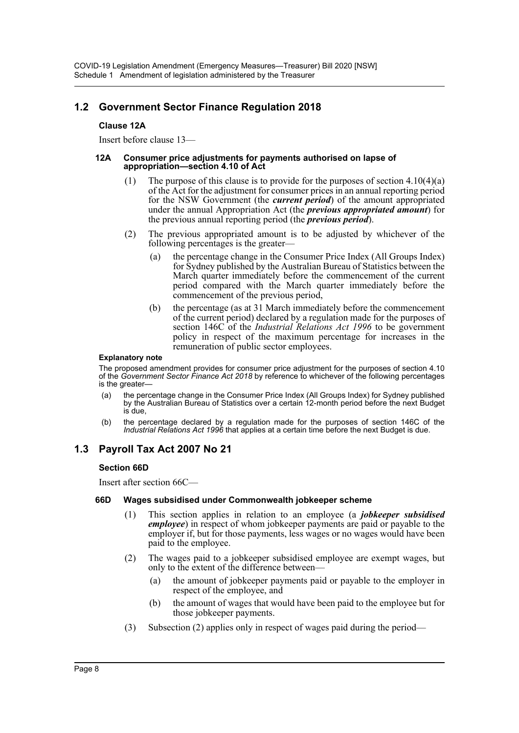## 1.2 Government Sector Finance Regulation 2018

### Clause 12A

Insert before clause 13—

#### 12A Consumer price adjustments for payments authorised on lapse of appropriation—section 4.10 of Act

(1) The purpose of this clause is to provide for the purposes of section 4.10(4)(a) of the Act for the adjustment for consumer prices in an annual reporting period for the NSW Government (the ***current period***) of the amount appropriated under the annual Appropriation Act (the ***previous appropriated amount***) for the previous annual reporting period (the ***previous period***).

(2) The previous appropriated amount is to be adjusted by whichever of the following percentages is the greater—

(a) the percentage change in the Consumer Price Index (All Groups Index) for Sydney published by the Australian Bureau of Statistics between the March quarter immediately before the commencement of the current period compared with the March quarter immediately before the commencement of the previous period,

(b) the percentage (as at 31 March immediately before the commencement of the current period) declared by a regulation made for the purposes of section 146C of the *Industrial Relations Act 1996* to be government policy in respect of the maximum percentage for increases in the remuneration of public sector employees.

**Explanatory note**

The proposed amendment provides for consumer price adjustment for the purposes of section 4.10 of the *Government Sector Finance Act 2018* by reference to whichever of the following percentages is the greater—

(a) the percentage change in the Consumer Price Index (All Groups Index) for Sydney published by the Australian Bureau of Statistics over a certain 12-month period before the next Budget is due,

(b) the percentage declared by a regulation made for the purposes of section 146C of the *Industrial Relations Act 1996* that applies at a certain time before the next Budget is due.

## 1.3 Payroll Tax Act 2007 No 21

### Section 66D

Insert after section 66C—

#### 66D Wages subsidised under Commonwealth jobkeeper scheme

(1) This section applies in relation to an employee (a ***jobkeeper subsidised employee***) in respect of whom jobkeeper payments are paid or payable to the employer if, but for those payments, less wages or no wages would have been paid to the employee.

(2) The wages paid to a jobkeeper subsidised employee are exempt wages, but only to the extent of the difference between—

(a) the amount of jobkeeper payments paid or payable to the employer in respect of the employee, and

(b) the amount of wages that would have been paid to the employee but for those jobkeeper payments.

(3) Subsection (2) applies only in respect of wages paid during the period—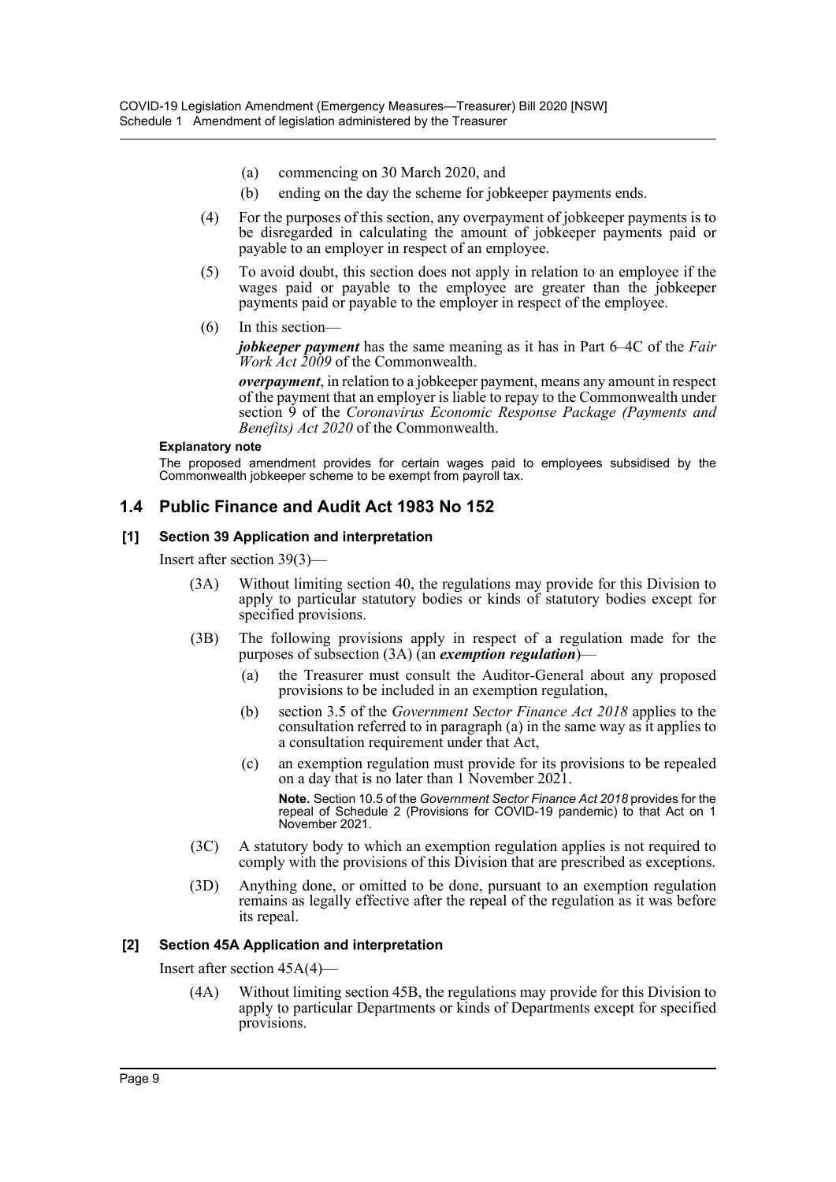(a) commencing on 30 March 2020, and

(b) ending on the day the scheme for jobkeeper payments ends.

(4) For the purposes of this section, any overpayment of jobkeeper payments is to be disregarded in calculating the amount of jobkeeper payments paid or payable to an employer in respect of an employee.

(5) To avoid doubt, this section does not apply in relation to an employee if the wages paid or payable to the employee are greater than the jobkeeper payments paid or payable to the employer in respect of the employee.

(6) In this section—

***jobkeeper payment*** has the same meaning as it has in Part 6–4C of the *Fair Work Act 2009* of the Commonwealth.

***overpayment***, in relation to a jobkeeper payment, means any amount in respect of the payment that an employer is liable to repay to the Commonwealth under section 9 of the *Coronavirus Economic Response Package (Payments and Benefits) Act 2020* of the Commonwealth.

**Explanatory note**

The proposed amendment provides for certain wages paid to employees subsidised by the Commonwealth jobkeeper scheme to be exempt from payroll tax.

## 1.4 Public Finance and Audit Act 1983 No 152

### [1] Section 39 Application and interpretation

Insert after section 39(3)—

(3A) Without limiting section 40, the regulations may provide for this Division to apply to particular statutory bodies or kinds of statutory bodies except for specified provisions.

(3B) The following provisions apply in respect of a regulation made for the purposes of subsection (3A) (an ***exemption regulation***)—

(a) the Treasurer must consult the Auditor-General about any proposed provisions to be included in an exemption regulation,

(b) section 3.5 of the *Government Sector Finance Act 2018* applies to the consultation referred to in paragraph (a) in the same way as it applies to a consultation requirement under that Act,

(c) an exemption regulation must provide for its provisions to be repealed on a day that is no later than 1 November 2021.

**Note.** Section 10.5 of the *Government Sector Finance Act 2018* provides for the repeal of Schedule 2 (Provisions for COVID-19 pandemic) to that Act on 1 November 2021.

(3C) A statutory body to which an exemption regulation applies is not required to comply with the provisions of this Division that are prescribed as exceptions.

(3D) Anything done, or omitted to be done, pursuant to an exemption regulation remains as legally effective after the repeal of the regulation as it was before its repeal.

### [2] Section 45A Application and interpretation

Insert after section 45A(4)—

(4A) Without limiting section 45B, the regulations may provide for this Division to apply to particular Departments or kinds of Departments except for specified provisions.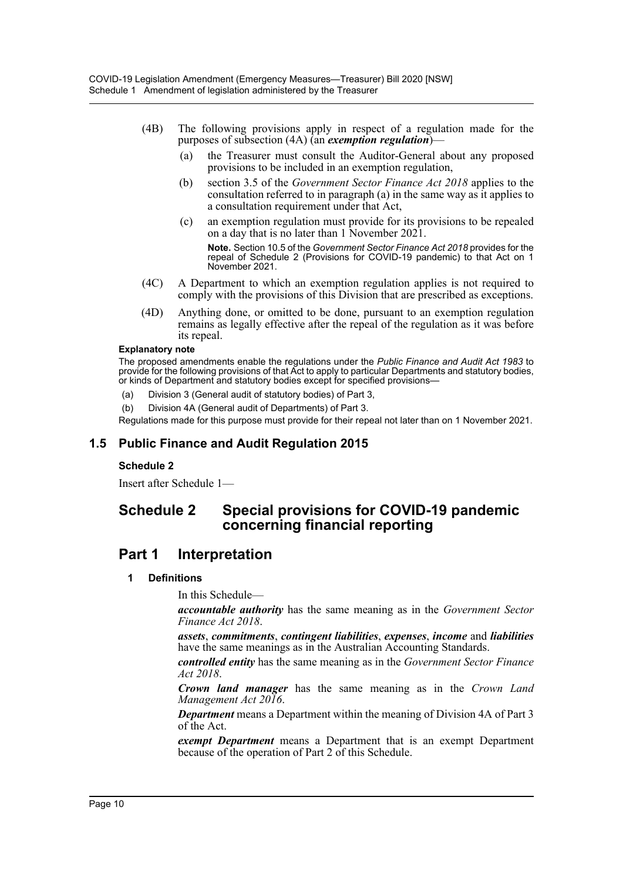(4B) The following provisions apply in respect of a regulation made for the purposes of subsection (4A) (an ***exemption regulation***)—

(a) the Treasurer must consult the Auditor-General about any proposed provisions to be included in an exemption regulation,

(b) section 3.5 of the *Government Sector Finance Act 2018* applies to the consultation referred to in paragraph (a) in the same way as it applies to a consultation requirement under that Act,

(c) an exemption regulation must provide for its provisions to be repealed on a day that is no later than 1 November 2021.

**Note.** Section 10.5 of the *Government Sector Finance Act 2018* provides for the repeal of Schedule 2 (Provisions for COVID-19 pandemic) to that Act on 1 November 2021.

(4C) A Department to which an exemption regulation applies is not required to comply with the provisions of this Division that are prescribed as exceptions.

(4D) Anything done, or omitted to be done, pursuant to an exemption regulation remains as legally effective after the repeal of the regulation as it was before its repeal.

**Explanatory note**

The proposed amendments enable the regulations under the *Public Finance and Audit Act 1983* to provide for the following provisions of that Act to apply to particular Departments and statutory bodies, or kinds of Department and statutory bodies except for specified provisions—

(a) Division 3 (General audit of statutory bodies) of Part 3,

(b) Division 4A (General audit of Departments) of Part 3.

Regulations made for this purpose must provide for their repeal not later than on 1 November 2021.

## 1.5 Public Finance and Audit Regulation 2015

**Schedule 2**

Insert after Schedule 1—

# Schedule 2 Special provisions for COVID-19 pandemic concerning financial reporting

# Part 1 Interpretation

### 1 Definitions

In this Schedule—

***accountable authority*** has the same meaning as in the *Government Sector Finance Act 2018*.

***assets***, ***commitments***, ***contingent liabilities***, ***expenses***, ***income*** and ***liabilities*** have the same meanings as in the Australian Accounting Standards.

***controlled entity*** has the same meaning as in the *Government Sector Finance Act 2018*.

***Crown land manager*** has the same meaning as in the *Crown Land Management Act 2016*.

***Department*** means a Department within the meaning of Division 4A of Part 3 of the Act.

***exempt Department*** means a Department that is an exempt Department because of the operation of Part 2 of this Schedule.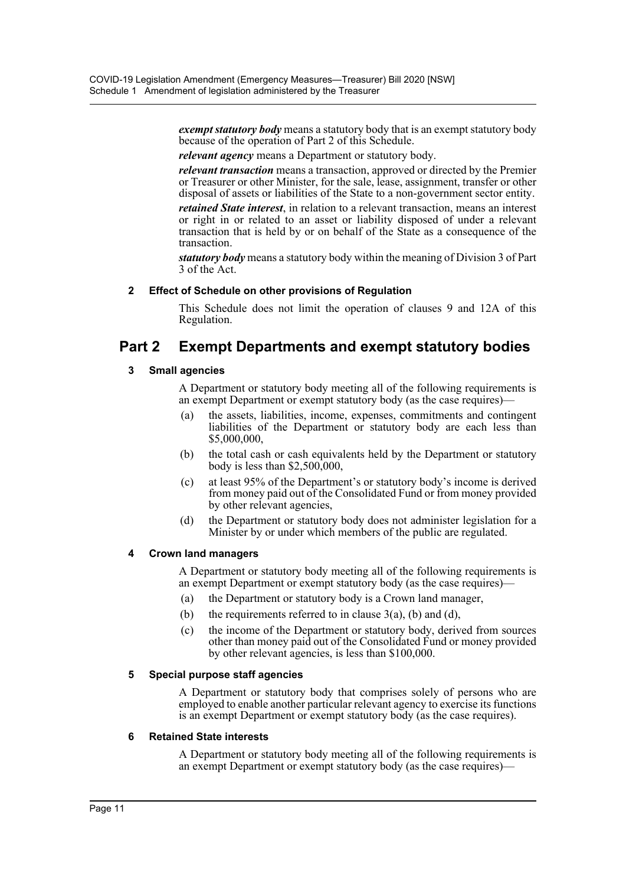***exempt statutory body*** means a statutory body that is an exempt statutory body because of the operation of Part 2 of this Schedule.

***relevant agency*** means a Department or statutory body.

***relevant transaction*** means a transaction, approved or directed by the Premier or Treasurer or other Minister, for the sale, lease, assignment, transfer or other disposal of assets or liabilities of the State to a non-government sector entity.

***retained State interest***, in relation to a relevant transaction, means an interest or right in or related to an asset or liability disposed of under a relevant transaction that is held by or on behalf of the State as a consequence of the transaction.

***statutory body*** means a statutory body within the meaning of Division 3 of Part 3 of the Act.

**2 Effect of Schedule on other provisions of Regulation**

This Schedule does not limit the operation of clauses 9 and 12A of this Regulation.

## Part 2 Exempt Departments and exempt statutory bodies

**3 Small agencies**

A Department or statutory body meeting all of the following requirements is an exempt Department or exempt statutory body (as the case requires)—

(a) the assets, liabilities, income, expenses, commitments and contingent liabilities of the Department or statutory body are each less than \$5,000,000,

(b) the total cash or cash equivalents held by the Department or statutory body is less than \$2,500,000,

(c) at least 95% of the Department's or statutory body's income is derived from money paid out of the Consolidated Fund or from money provided by other relevant agencies,

(d) the Department or statutory body does not administer legislation for a Minister by or under which members of the public are regulated.

**4 Crown land managers**

A Department or statutory body meeting all of the following requirements is an exempt Department or exempt statutory body (as the case requires)—

(a) the Department or statutory body is a Crown land manager,

(b) the requirements referred to in clause 3(a), (b) and (d),

(c) the income of the Department or statutory body, derived from sources other than money paid out of the Consolidated Fund or money provided by other relevant agencies, is less than \$100,000.

**5 Special purpose staff agencies**

A Department or statutory body that comprises solely of persons who are employed to enable another particular relevant agency to exercise its functions is an exempt Department or exempt statutory body (as the case requires).

**6 Retained State interests**

A Department or statutory body meeting all of the following requirements is an exempt Department or exempt statutory body (as the case requires)—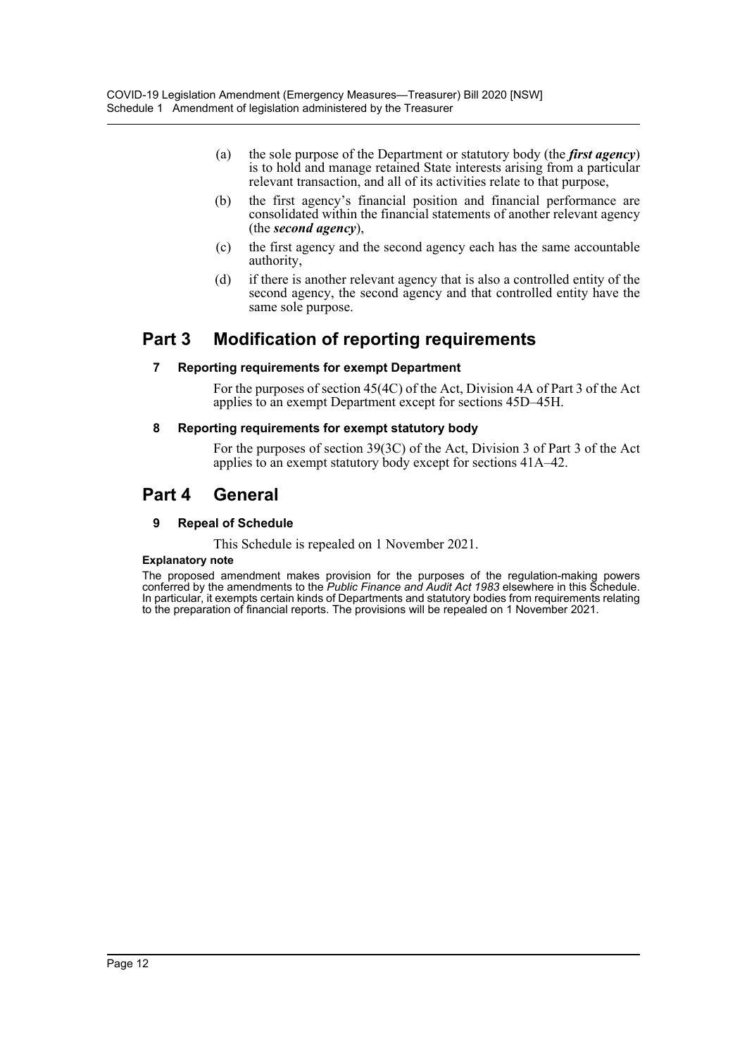(a) the sole purpose of the Department or statutory body (the ***first agency***) is to hold and manage retained State interests arising from a particular relevant transaction, and all of its activities relate to that purpose,

(b) the first agency's financial position and financial performance are consolidated within the financial statements of another relevant agency (the ***second agency***),

(c) the first agency and the second agency each has the same accountable authority,

(d) if there is another relevant agency that is also a controlled entity of the second agency, the second agency and that controlled entity have the same sole purpose.

## Part 3 Modification of reporting requirements

### 7 Reporting requirements for exempt Department

For the purposes of section 45(4C) of the Act, Division 4A of Part 3 of the Act applies to an exempt Department except for sections 45D–45H.

### 8 Reporting requirements for exempt statutory body

For the purposes of section 39(3C) of the Act, Division 3 of Part 3 of the Act applies to an exempt statutory body except for sections 41A–42.

## Part 4 General

### 9 Repeal of Schedule

This Schedule is repealed on 1 November 2021.

**Explanatory note**

The proposed amendment makes provision for the purposes of the regulation-making powers conferred by the amendments to the *Public Finance and Audit Act 1983* elsewhere in this Schedule. In particular, it exempts certain kinds of Departments and statutory bodies from requirements relating to the preparation of financial reports. The provisions will be repealed on 1 November 2021.